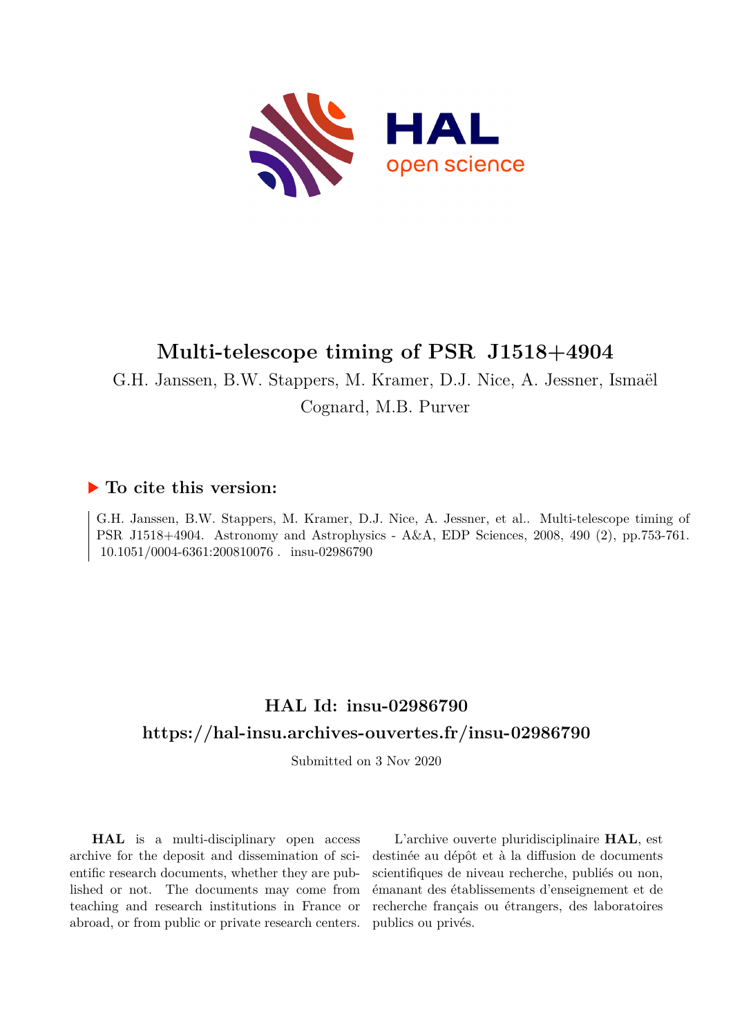# Multi-telescope timing of PSR J1518+4904

G.H. Janssen, B.W. Stappers, M. Kramer, D.J. Nice, A. Jessner, Ismaël Cognard, M.B. Purver

## ▶ To cite this version:

G.H. Janssen, B.W. Stappers, M. Kramer, D.J. Nice, A. Jessner, et al.. Multi-telescope timing of PSR J1518+4904. Astronomy and Astrophysics - A&A, EDP Sciences, 2008, 490 (2), pp.753-761. 10.1051/0004-6361:200810076 . insu-02986790

## HAL Id: insu-02986790

## https://hal-insu.archives-ouvertes.fr/insu-02986790

Submitted on 3 Nov 2020

**HAL** is a multi-disciplinary open access archive for the deposit and dissemination of scientific research documents, whether they are published or not. The documents may come from teaching and research institutions in France or abroad, or from public or private research centers.

L'archive ouverte pluridisciplinaire **HAL**, est destinée au dépôt et à la diffusion de documents scientifiques de niveau recherche, publiés ou non, émanant des établissements d'enseignement et de recherche français ou étrangers, des laboratoires publics ou privés.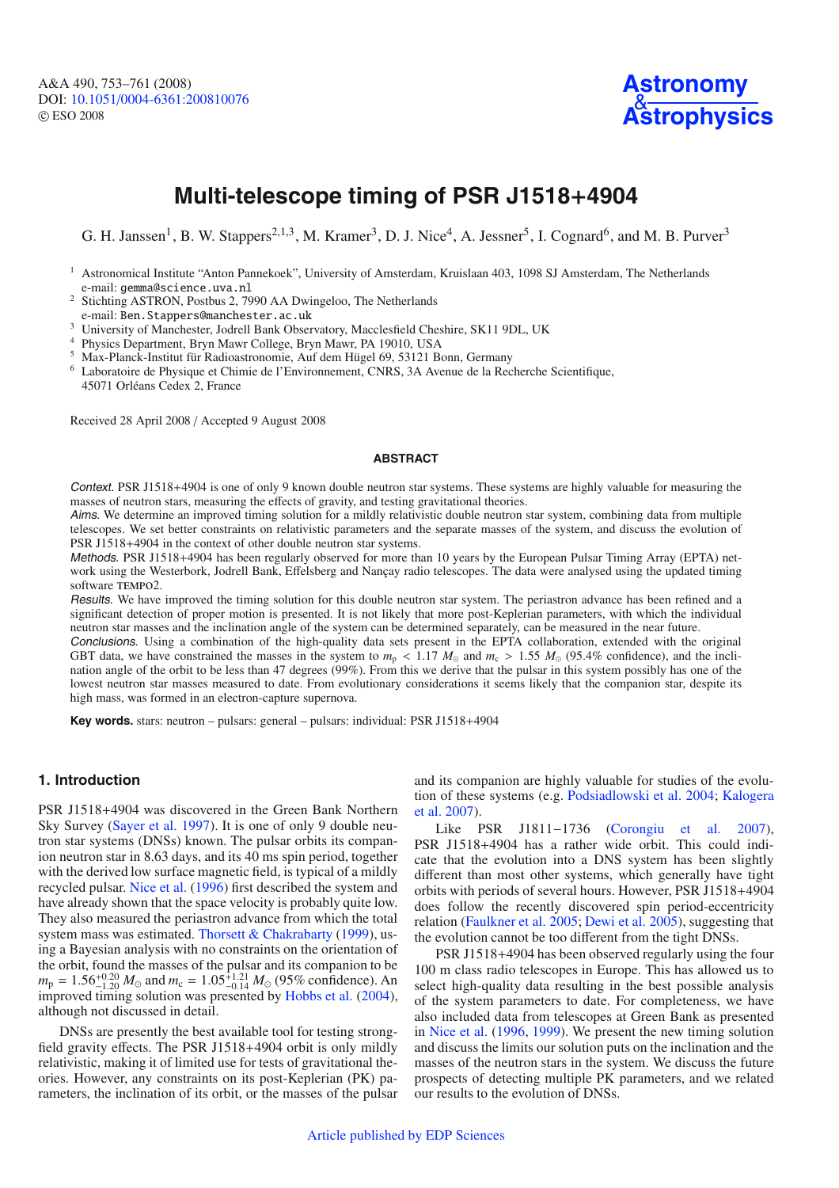# Multi-telescope timing of PSR J1518+4904

G. H. Janssen[1], B. W. Stappers[2,1,3], M. Kramer[3], D. J. Nice[4], A. Jessner[5], I. Cognard[6], and M. B. Purver[3]

[1] Astronomical Institute "Anton Pannekoek", University of Amsterdam, Kruislaan 403, 1098 SJ Amsterdam, The Netherlands
e-mail: gemma@science.uva.nl

[2] Stichting ASTRON, Postbus 2, 7990 AA Dwingeloo, The Netherlands
e-mail: Ben.Stappers@manchester.ac.uk

[3] University of Manchester, Jodrell Bank Observatory, Macclesfield Cheshire, SK11 9DL, UK

[4] Physics Department, Bryn Mawr College, Bryn Mawr, PA 19010, USA

[5] Max-Planck-Institut für Radioastronomie, Auf dem Hügel 69, 53121 Bonn, Germany

[6] Laboratoire de Physique et Chimie de l'Environnement, CNRS, 3A Avenue de la Recherche Scientifique, 45071 Orléans Cedex 2, France

Received 28 April 2008 / Accepted 9 August 2008

## ABSTRACT

*Context.* PSR J1518+4904 is one of only 9 known double neutron star systems. These systems are highly valuable for measuring the masses of neutron stars, measuring the effects of gravity, and testing gravitational theories.

*Aims.* We determine an improved timing solution for a mildly relativistic double neutron star system, combining data from multiple telescopes. We set better constraints on relativistic parameters and the separate masses of the system, and discuss the evolution of PSR J1518+4904 in the context of other double neutron star systems.

*Methods.* PSR J1518+4904 has been regularly observed for more than 10 years by the European Pulsar Timing Array (EPTA) network using the Westerbork, Jodrell Bank, Effelsberg and Nançay radio telescopes. The data were analysed using the updated timing software TEMPO2.

*Results.* We have improved the timing solution for this double neutron star system. The periastron advance has been refined and a significant detection of proper motion is presented. It is not likely that more post-Keplerian parameters, with which the individual neutron star masses and the inclination angle of the system can be determined separately, can be measured in the near future.

*Conclusions.* Using a combination of the high-quality data sets present in the EPTA collaboration, extended with the original GBT data, we have constrained the masses in the system to $m_p < 1.17\ M_\odot$ and $m_c > 1.55\ M_\odot$ (95.4% confidence), and the inclination angle of the orbit to be less than 47 degrees (99%). From this we derive that the pulsar in this system possibly has one of the lowest neutron star masses measured to date. From evolutionary considerations it seems likely that the companion star, despite its high mass, was formed in an electron-capture supernova.

**Key words.** stars: neutron – pulsars: general – pulsars: individual: PSR J1518+4904

## 1. Introduction

PSR J1518+4904 was discovered in the Green Bank Northern Sky Survey (Sayer et al. 1997). It is one of only 9 double neutron star systems (DNSs) known. The pulsar orbits its companion neutron star in 8.63 days, and its 40 ms spin period, together with the derived low surface magnetic field, is typical of a mildly recycled pulsar. Nice et al. (1996) first described the system and have already shown that the space velocity is probably quite low. They also measured the periastron advance from which the total system mass was estimated. Thorsett & Chakrabarty (1999), using a Bayesian analysis with no constraints on the orientation of the orbit, found the masses of the pulsar and its companion to be $m_p = 1.56^{+0.20}_{-1.20}\ M_\odot$ and $m_c = 1.05^{+1.21}_{-0.14}\ M_\odot$ (95% confidence). An improved timing solution was presented by Hobbs et al. (2004), although not discussed in detail.

DNSs are presently the best available tool for testing strong-field gravity effects. The PSR J1518+4904 orbit is only mildly relativistic, making it of limited use for tests of gravitational theories. However, any constraints on its post-Keplerian (PK) parameters, the inclination of its orbit, or the masses of the pulsar and its companion are highly valuable for studies of the evolution of these systems (e.g. Podsiadlowski et al. 2004; Kalogera et al. 2007).

Like PSR J1811−1736 (Corongiu et al. 2007), PSR J1518+4904 has a rather wide orbit. This could indicate that the evolution into a DNS system has been slightly different than most other systems, which generally have tight orbits with periods of several hours. However, PSR J1518+4904 does follow the recently discovered spin period-eccentricity relation (Faulkner et al. 2005; Dewi et al. 2005), suggesting that the evolution cannot be too different from the tight DNSs.

PSR J1518+4904 has been observed regularly using the four 100 m class radio telescopes in Europe. This has allowed us to select high-quality data resulting in the best possible analysis of the system parameters to date. For completeness, we have also included data from telescopes at Green Bank as presented in Nice et al. (1996, 1999). We present the new timing solution and discuss the limits our solution puts on the inclination and the masses of the neutron stars in the system. We discuss the future prospects of detecting multiple PK parameters, and we related our results to the evolution of DNSs.

Article published by EDP Sciences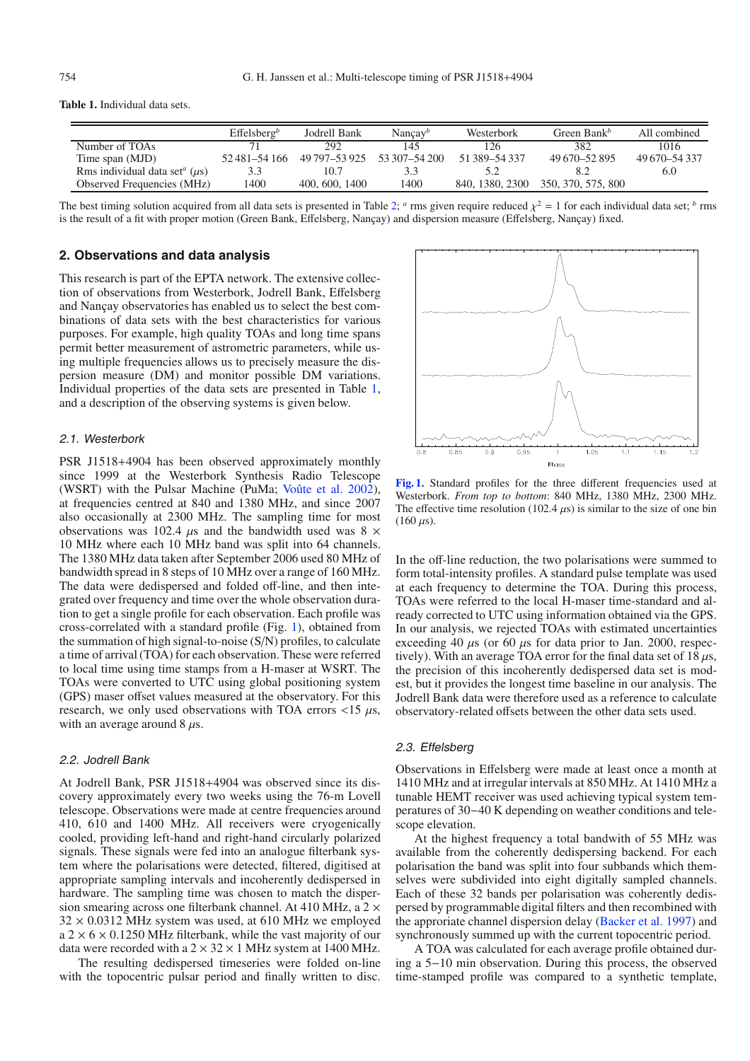**Table 1.** Individual data sets.

| | Effelsberg[b] | Jodrell Bank | Nançay[b] | Westerbork | Green Bank[b] | All combined |
|---|---|---|---|---|---|---|
| Number of TOAs | 71 | 292 | 145 | 126 | 382 | 1016 |
| Time span (MJD) | 52 481–54 166 | 49 797–53 925 | 53 307–54 200 | 51 389–54 337 | 49 670–52 895 | 49 670–54 337 |
| Rms individual data set[a] ($\mu$s) | 3.3 | 10.7 | 3.3 | 5.2 | 8.2 | 6.0 |
| Observed Frequencies (MHz) | 1400 | 400, 600, 1400 | 1400 | 840, 1380, 2300 | 350, 370, 575, 800 | |

The best timing solution acquired from all data sets is presented in Table 2; [a] rms given require reduced $\chi^2 = 1$ for each individual data set; [b] rms is the result of a fit with proper motion (Green Bank, Effelsberg, Nançay) and dispersion measure (Effelsberg, Nançay) fixed.

## 2. Observations and data analysis

This research is part of the EPTA network. The extensive collection of observations from Westerbork, Jodrell Bank, Effelsberg and Nançay observatories has enabled us to select the best combinations of data sets with the best characteristics for various purposes. For example, high quality TOAs and long time spans permit better measurement of astrometric parameters, while using multiple frequencies allows us to precisely measure the dispersion measure (DM) and monitor possible DM variations. Individual properties of the data sets are presented in Table 1, and a description of the observing systems is given below.

### 2.1. Westerbork

PSR J1518+4904 has been observed approximately monthly since 1999 at the Westerbork Synthesis Radio Telescope (WSRT) with the Pulsar Machine (PuMa; Voûte et al. 2002), at frequencies centred at 840 and 1380 MHz, and since 2007 also occasionally at 2300 MHz. The sampling time for most observations was 102.4 $\mu$s and the bandwidth used was $8 \times 10$ MHz where each 10 MHz band was split into 64 channels. The 1380 MHz data taken after September 2006 used 80 MHz of bandwidth spread in 8 steps of 10 MHz over a range of 160 MHz. The data were dedispersed and folded off-line, and then integrated over frequency and time over the whole observation duration to get a single profile for each observation. Each profile was cross-correlated with a standard profile (Fig. 1), obtained from the summation of high signal-to-noise (S/N) profiles, to calculate a time of arrival (TOA) for each observation. These were referred to local time using time stamps from a H-maser at WSRT. The TOAs were converted to UTC using global positioning system (GPS) maser offset values measured at the observatory. For this research, we only used observations with TOA errors <15 $\mu$s, with an average around 8 $\mu$s.

0.8 0.85 0.9 0.95 1 1.05 1.1 1.15 1.2
Phase

**Fig. 1.** Standard profiles for the three different frequencies used at Westerbork. *From top to bottom*: 840 MHz, 1380 MHz, 2300 MHz. The effective time resolution (102.4 $\mu$s) is similar to the size of one bin (160 $\mu$s).

### 2.2. Jodrell Bank

At Jodrell Bank, PSR J1518+4904 was observed since its discovery approximately every two weeks using the 76-m Lovell telescope. Observations were made at centre frequencies around 410, 610 and 1400 MHz. All receivers were cryogenically cooled, providing left-hand and right-hand circularly polarized signals. These signals were fed into an analogue filterbank system where the polarisations were detected, filtered, digitised at appropriate sampling intervals and incoherently dedispersed in hardware. The sampling time was chosen to match the dispersion smearing across one filterbank channel. At 410 MHz, a $2 \times 32 \times 0.0312$ MHz system was used, at 610 MHz we employed a $2 \times 6 \times 0.1250$ MHz filterbank, while the vast majority of our data were recorded with a $2 \times 32 \times 1$ MHz system at 1400 MHz.

The resulting dedispersed timeseries were folded on-line with the topocentric pulsar period and finally written to disc. In the off-line reduction, the two polarisations were summed to form total-intensity profiles. A standard pulse template was used at each frequency to determine the TOA. During this process, TOAs were referred to the local H-maser time-standard and already corrected to UTC using information obtained via the GPS. In our analysis, we rejected TOAs with estimated uncertainties exceeding 40 $\mu$s (or 60 $\mu$s for data prior to Jan. 2000, respectively). With an average TOA error for the final data set of 18 $\mu$s, the precision of this incoherently dedispersed data set is modest, but it provides the longest time baseline in our analysis. The Jodrell Bank data were therefore used as a reference to calculate observatory-related offsets between the other data sets used.

### 2.3. Effelsberg

Observations in Effelsberg were made at least once a month at 1410 MHz and at irregular intervals at 850 MHz. At 1410 MHz a tunable HEMT receiver was used achieving typical system temperatures of 30−40 K depending on weather conditions and telescope elevation.

At the highest frequency a total bandwith of 55 MHz was available from the coherently dedispersing backend. For each polarisation the band was split into four subbands which themselves were subdivided into eight digitally sampled channels. Each of these 32 bands per polarisation was coherently dedispersed by programmable digital filters and then recombined with the approriate channel dispersion delay (Backer et al. 1997) and synchronously summed up with the current topocentric period.

A TOA was calculated for each average profile obtained during a 5−10 min observation. During this process, the observed time-stamped profile was compared to a synthetic template,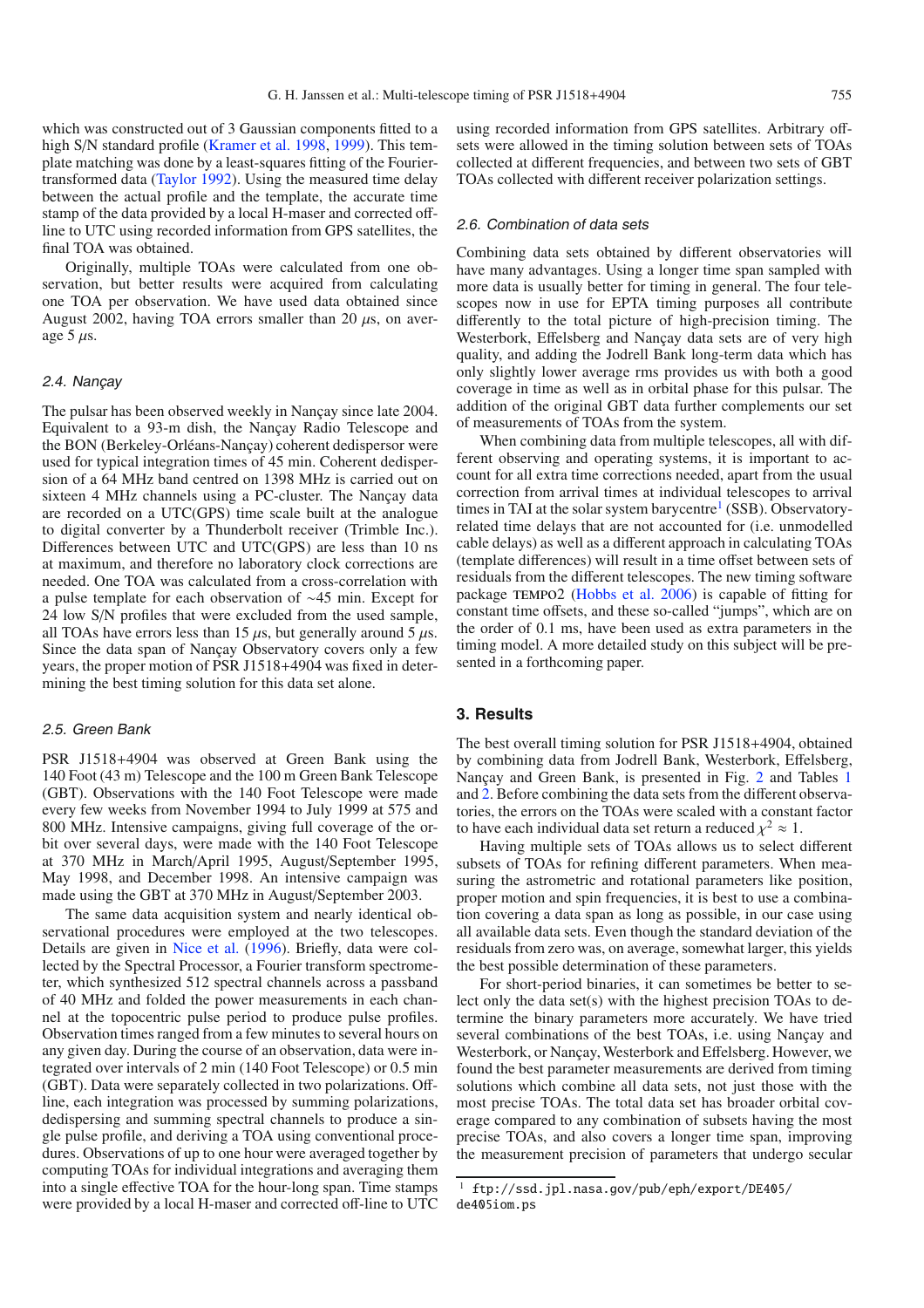which was constructed out of 3 Gaussian components fitted to a high S/N standard profile (Kramer et al. 1998, 1999). This template matching was done by a least-squares fitting of the Fourier-transformed data (Taylor 1992). Using the measured time delay between the actual profile and the template, the accurate time stamp of the data provided by a local H-maser and corrected off-line to UTC using recorded information from GPS satellites, the final TOA was obtained.

Originally, multiple TOAs were calculated from one observation, but better results were acquired from calculating one TOA per observation. We have used data obtained since August 2002, having TOA errors smaller than 20 $\mu$s, on average 5 $\mu$s.

### 2.4. Nançay

The pulsar has been observed weekly in Nançay since late 2004. Equivalent to a 93-m dish, the Nançay Radio Telescope and the BON (Berkeley-Orléans-Nançay) coherent dedispersor were used for typical integration times of 45 min. Coherent dedispersion of a 64 MHz band centred on 1398 MHz is carried out on sixteen 4 MHz channels using a PC-cluster. The Nançay data are recorded on a UTC(GPS) time scale built at the analogue to digital converter by a Thunderbolt receiver (Trimble Inc.). Differences between UTC and UTC(GPS) are less than 10 ns at maximum, and therefore no laboratory clock corrections are needed. One TOA was calculated from a cross-correlation with a pulse template for each observation of ~45 min. Except for 24 low S/N profiles that were excluded from the used sample, all TOAs have errors less than 15 $\mu$s, but generally around 5 $\mu$s. Since the data span of Nançay Observatory covers only a few years, the proper motion of PSR J1518+4904 was fixed in determining the best timing solution for this data set alone.

### 2.5. Green Bank

PSR J1518+4904 was observed at Green Bank using the 140 Foot (43 m) Telescope and the 100 m Green Bank Telescope (GBT). Observations with the 140 Foot Telescope were made every few weeks from November 1994 to July 1999 at 575 and 800 MHz. Intensive campaigns, giving full coverage of the orbit over several days, were made with the 140 Foot Telescope at 370 MHz in March/April 1995, August/September 1995, May 1998, and December 1998. An intensive campaign was made using the GBT at 370 MHz in August/September 2003.

The same data acquisition system and nearly identical observational procedures were employed at the two telescopes. Details are given in Nice et al. (1996). Briefly, data were collected by the Spectral Processor, a Fourier transform spectrometer, which synthesized 512 spectral channels across a passband of 40 MHz and folded the power measurements in each channel at the topocentric pulse period to produce pulse profiles. Observation times ranged from a few minutes to several hours on any given day. During the course of an observation, data were integrated over intervals of 2 min (140 Foot Telescope) or 0.5 min (GBT). Data were separately collected in two polarizations. Off-line, each integration was processed by summing polarizations, dedispersing and summing spectral channels to produce a single pulse profile, and deriving a TOA using conventional procedures. Observations of up to one hour were averaged together by computing TOAs for individual integrations and averaging them into a single effective TOA for the hour-long span. Time stamps were provided by a local H-maser and corrected off-line to UTC using recorded information from GPS satellites. Arbitrary offsets were allowed in the timing solution between sets of TOAs collected at different frequencies, and between two sets of GBT TOAs collected with different receiver polarization settings.

### 2.6. Combination of data sets

Combining data sets obtained by different observatories will have many advantages. Using a longer time span sampled with more data is usually better for timing in general. The four telescopes now in use for EPTA timing purposes all contribute differently to the total picture of high-precision timing. The Westerbork, Effelsberg and Nançay data sets are of very high quality, and adding the Jodrell Bank long-term data which has only slightly lower average rms provides us with both a good coverage in time as well as in orbital phase for this pulsar. The addition of the original GBT data further complements our set of measurements of TOAs from the system.

When combining data from multiple telescopes, all with different observing and operating systems, it is important to account for all extra time corrections needed, apart from the usual correction from arrival times at individual telescopes to arrival times in TAI at the solar system barycentre[1] (SSB). Observatory-related time delays that are not accounted for (i.e. unmodelled cable delays) as well as a different approach in calculating TOAs (template differences) will result in a time offset between sets of residuals from the different telescopes. The new timing software package TEMPO2 (Hobbs et al. 2006) is capable of fitting for constant time offsets, and these so-called "jumps", which are on the order of 0.1 ms, have been used as extra parameters in the timing model. A more detailed study on this subject will be presented in a forthcoming paper.

## 3. Results

The best overall timing solution for PSR J1518+4904, obtained by combining data from Jodrell Bank, Westerbork, Effelsberg, Nançay and Green Bank, is presented in Fig. 2 and Tables 1 and 2. Before combining the data sets from the different observatories, the errors on the TOAs were scaled with a constant factor to have each individual data set return a reduced $\chi^2 \approx 1$.

Having multiple sets of TOAs allows us to select different subsets of TOAs for refining different parameters. When measuring the astrometric and rotational parameters like position, proper motion and spin frequencies, it is best to use a combination covering a data span as long as possible, in our case using all available data sets. Even though the standard deviation of the residuals from zero was, on average, somewhat larger, this yields the best possible determination of these parameters.

For short-period binaries, it can sometimes be better to select only the data set(s) with the highest precision TOAs to determine the binary parameters more accurately. We have tried several combinations of the best TOAs, i.e. using Nançay and Westerbork, or Nançay, Westerbork and Effelsberg. However, we found the best parameter measurements are derived from timing solutions which combine all data sets, not just those with the most precise TOAs. The total data set has broader orbital coverage compared to any combination of subsets having the most precise TOAs, and also covers a longer time span, improving the measurement precision of parameters that undergo secular

[1] ftp://ssd.jpl.nasa.gov/pub/eph/export/DE405/de405iom.ps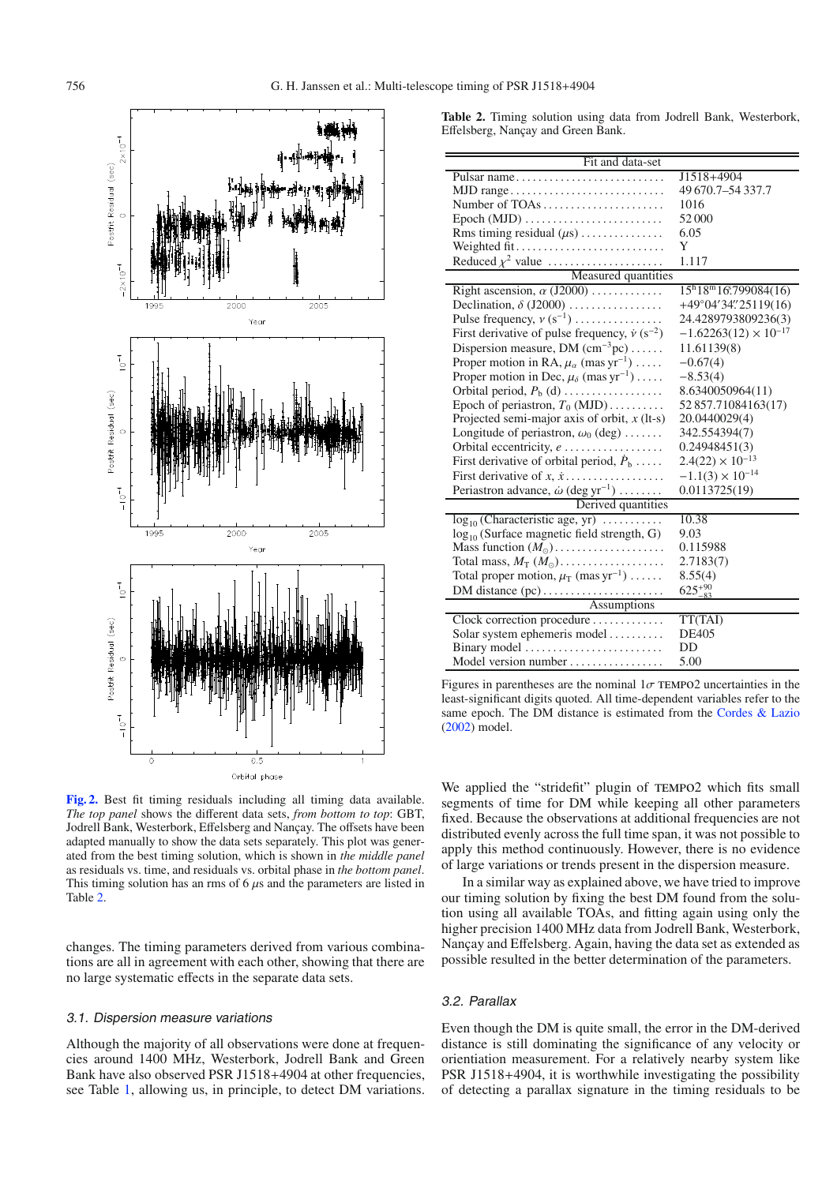Postfit Residual (sec)

$2\times10^{-4}$

0

$-2\times10^{-4}$

1995 2000 2005

Year

Postfit Residual (sec)

$10^{-4}$

0

$-10^{-4}$

1995 2000 2005

Year

Postfit Residual (sec)

$10^{-4}$

0

$-10^{-4}$

0 0.5 1

Orbital phase

**Fig. 2.** Best fit timing residuals including all timing data available. *The top panel* shows the different data sets, *from bottom to top*: GBT, Jodrell Bank, Westerbork, Effelsberg and Nançay. The offsets have been adapted manually to show the data sets separately. This plot was generated from the best timing solution, which is shown in *the middle panel* as residuals vs. time, and residuals vs. orbital phase in *the bottom panel*. This timing solution has an rms of 6 $\mu$s and the parameters are listed in Table 2.

changes. The timing parameters derived from various combinations are all in agreement with each other, showing that there are no large systematic effects in the separate data sets.

### 3.1. Dispersion measure variations

Although the majority of all observations were done at frequencies around 1400 MHz, Westerbork, Jodrell Bank and Green Bank have also observed PSR J1518+4904 at other frequencies, see Table 1, allowing us, in principle, to detect DM variations.

**Table 2.** Timing solution using data from Jodrell Bank, Westerbork, Effelsberg, Nançay and Green Bank.

| | |
|---|---|
| **Fit and data-set** | |
| Pulsar name | J1518+4904 |
| MJD range | 49 670.7–54 337.7 |
| Number of TOAs | 1016 |
| Epoch (MJD) | 52 000 |
| Rms timing residual ($\mu$s) | 6.05 |
| Weighted fit | Y |
| Reduced $\chi^2$ value | 1.117 |
| **Measured quantities** | |
| Right ascension, $\alpha$ (J2000) | $15^{\rm h}18^{\rm m}16\overset{\rm s}{.}799084(16)$ |
| Declination, $\delta$ (J2000) | $+49°04'34\overset{''}{.}25119(16)$ |
| Pulse frequency, $\nu$ (s$^{-1}$) | 24.4289793809236(3) |
| First derivative of pulse frequency, $\dot{\nu}$ (s$^{-2}$) | $-1.62263(12)\times10^{-17}$ |
| Dispersion measure, DM (cm$^{-3}$pc) | 11.61139(8) |
| Proper motion in RA, $\mu_\alpha$ (mas yr$^{-1}$) | $-0.67(4)$ |
| Proper motion in Dec, $\mu_\delta$ (mas yr$^{-1}$) | $-8.53(4)$ |
| Orbital period, $P_{\rm b}$ (d) | 8.6340050964(11) |
| Epoch of periastron, $T_0$ (MJD) | 52 857.71084163(17) |
| Projected semi-major axis of orbit, $x$ (lt-s) | 20.0440029(4) |
| Longitude of periastron, $\omega_0$ (deg) | 342.554394(7) |
| Orbital eccentricity, $e$ | 0.24948451(3) |
| First derivative of orbital period, $\dot{P}_{\rm b}$ | $2.4(22)\times10^{-13}$ |
| First derivative of $x$, $\dot{x}$ | $-1.1(3)\times10^{-14}$ |
| Periastron advance, $\dot{\omega}$ (deg yr$^{-1}$) | 0.0113725(19) |
| **Derived quantities** | |
| $\log_{10}$ (Characteristic age, yr) | 10.38 |
| $\log_{10}$ (Surface magnetic field strength, G) | 9.03 |
| Mass function ($M_\odot$) | 0.115988 |
| Total mass, $M_{\rm T}$ ($M_\odot$) | 2.7183(7) |
| Total proper motion, $\mu_{\rm T}$ (mas yr$^{-1}$) | 8.55(4) |
| DM distance (pc) | $625^{+90}_{-83}$ |
| **Assumptions** | |
| Clock correction procedure | TT(TAI) |
| Solar system ephemeris model | DE405 |
| Binary model | DD |
| Model version number | 5.00 |

Figures in parentheses are the nominal 1$\sigma$ TEMPO2 uncertainties in the least-significant digits quoted. All time-dependent variables refer to the same epoch. The DM distance is estimated from the Cordes & Lazio (2002) model.

We applied the "stridefit" plugin of TEMPO2 which fits small segments of time for DM while keeping all other parameters fixed. Because the observations at additional frequencies are not distributed evenly across the full time span, it was not possible to apply this method continuously. However, there is no evidence of large variations or trends present in the dispersion measure.

In a similar way as explained above, we have tried to improve our timing solution by fixing the best DM found from the solution using all available TOAs, and fitting again using only the higher precision 1400 MHz data from Jodrell Bank, Westerbork, Nançay and Effelsberg. Again, having the data set as extended as possible resulted in the better determination of the parameters.

### 3.2. Parallax

Even though the DM is quite small, the error in the DM-derived distance is still dominating the significance of any velocity or orientiation measurement. For a relatively nearby system like PSR J1518+4904, it is worthwhile investigating the possibility of detecting a parallax signature in the timing residuals to be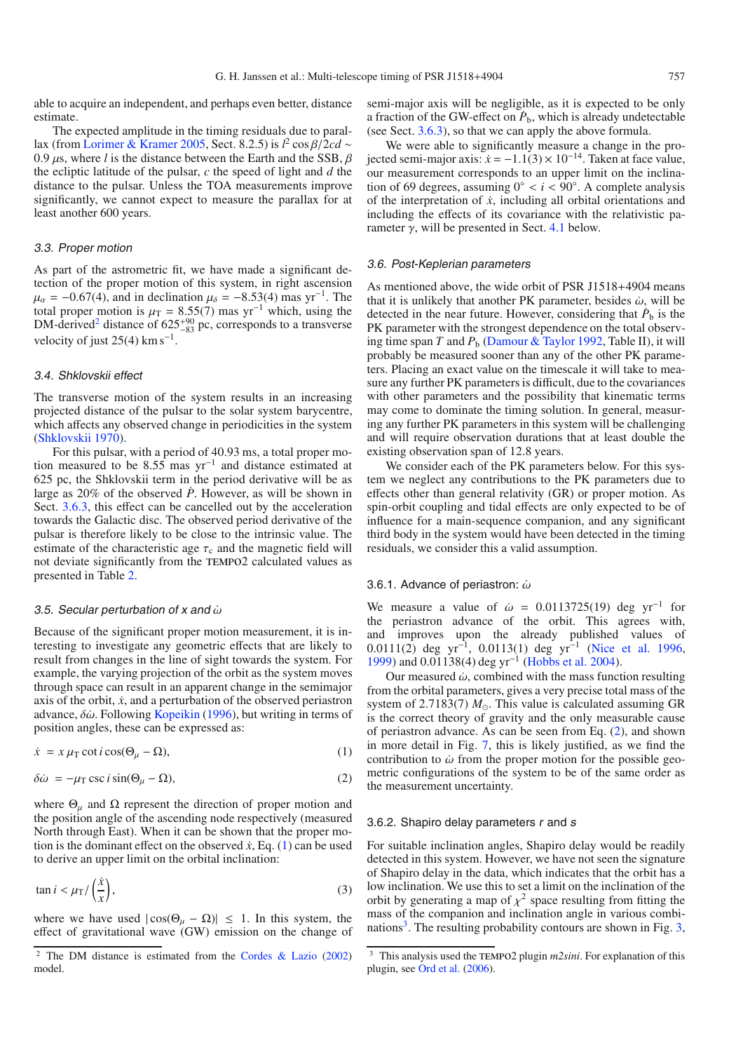able to acquire an independent, and perhaps even better, distance estimate.

The expected amplitude in the timing residuals due to parallax (from Lorimer & Kramer 2005, Sect. 8.2.5) is $l^2 \cos\beta/2cd \sim 0.9\ \mu$s, where $l$ is the distance between the Earth and the SSB, $\beta$ the ecliptic latitude of the pulsar, $c$ the speed of light and $d$ the distance to the pulsar. Unless the TOA measurements improve significantly, we cannot expect to measure the parallax for at least another 600 years.

### 3.3. Proper motion

As part of the astrometric fit, we have made a significant detection of the proper motion of this system, in right ascension $\mu_\alpha = -0.67(4)$, and in declination $\mu_\delta = -8.53(4)$ mas yr$^{-1}$. The total proper motion is $\mu_{\rm T} = 8.55(7)$ mas yr$^{-1}$ which, using the DM-derived[2] distance of $625^{+90}_{-83}$ pc, corresponds to a transverse velocity of just 25(4) km s$^{-1}$.

### 3.4. Shklovskii effect

The transverse motion of the system results in an increasing projected distance of the pulsar to the solar system barycentre, which affects any observed change in periodicities in the system (Shklovskii 1970).

For this pulsar, with a period of 40.93 ms, a total proper motion measured to be 8.55 mas yr$^{-1}$ and distance estimated at 625 pc, the Shklovskii term in the period derivative will be as large as 20% of the observed $\dot{P}$. However, as will be shown in Sect. 3.6.3, this effect can be cancelled out by the acceleration towards the Galactic disc. The observed period derivative of the pulsar is therefore likely to be close to the intrinsic value. The estimate of the characteristic age $\tau_{\rm c}$ and the magnetic field will not deviate significantly from the TEMPO2 calculated values as presented in Table 2.

### 3.5. Secular perturbation of $x$ and $\dot{\omega}$

Because of the significant proper motion measurement, it is interesting to investigate any geometric effects that are likely to result from changes in the line of sight towards the system. For example, the varying projection of the orbit as the system moves through space can result in an apparent change in the semimajor axis of the orbit, $\dot{x}$, and a perturbation of the observed periastron advance, $\delta\dot{\omega}$. Following Kopeikin (1996), but writing in terms of position angles, these can be expressed as:

$$\dot{x} = x\,\mu_{\rm T} \cot i \cos(\Theta_\mu - \Omega), \tag{1}$$

$$\delta\dot{\omega} = -\mu_{\rm T} \csc i \sin(\Theta_\mu - \Omega), \tag{2}$$

where $\Theta_\mu$ and $\Omega$ represent the direction of proper motion and the position angle of the ascending node respectively (measured North through East). When it can be shown that the proper motion is the dominant effect on the observed $\dot{x}$, Eq. (1) can be used to derive an upper limit on the orbital inclination:

$$\tan i < \mu_{\rm T} / \left(\frac{\dot{x}}{x}\right), \tag{3}$$

where we have used $|\cos(\Theta_\mu - \Omega)| \leq 1$. In this system, the effect of gravitational wave (GW) emission on the change of semi-major axis will be negligible, as it is expected to be only a fraction of the GW-effect on $\dot{P}_{\rm b}$, which is already undetectable (see Sect. 3.6.3), so that we can apply the above formula.

We were able to significantly measure a change in the projected semi-major axis: $\dot{x} = -1.1(3) \times 10^{-14}$. Taken at face value, our measurement corresponds to an upper limit on the inclination of 69 degrees, assuming $0^\circ < i < 90^\circ$. A complete analysis of the interpretation of $\dot{x}$, including all orbital orientations and including the effects of its covariance with the relativistic parameter $\gamma$, will be presented in Sect. 4.1 below.

### 3.6. Post-Keplerian parameters

As mentioned above, the wide orbit of PSR J1518+4904 means that it is unlikely that another PK parameter, besides $\dot{\omega}$, will be detected in the near future. However, considering that $\dot{P}_{\rm b}$ is the PK parameter with the strongest dependence on the total observing time span $T$ and $P_{\rm b}$ (Damour & Taylor 1992, Table II), it will probably be measured sooner than any of the other PK parameters. Placing an exact value on the timescale it will take to measure any further PK parameters is difficult, due to the covariances with other parameters and the possibility that kinematic terms may come to dominate the timing solution. In general, measuring any further PK parameters in this system will be challenging and will require observation durations that at least double the existing observation span of 12.8 years.

We consider each of the PK parameters below. For this system we neglect any contributions to the PK parameters due to effects other than general relativity (GR) or proper motion. As spin-orbit coupling and tidal effects are only expected to be of influence for a main-sequence companion, and any significant third body in the system would have been detected in the timing residuals, we consider this a valid assumption.

#### 3.6.1. Advance of periastron: $\dot{\omega}$

We measure a value of $\dot{\omega} = 0.0113725(19)$ deg yr$^{-1}$ for the periastron advance of the orbit. This agrees with, and improves upon the already published values of 0.0111(2) deg yr$^{-1}$, 0.0113(1) deg yr$^{-1}$ (Nice et al. 1996, 1999) and 0.01138(4) deg yr$^{-1}$ (Hobbs et al. 2004).

Our measured $\dot{\omega}$, combined with the mass function resulting from the orbital parameters, gives a very precise total mass of the system of 2.7183(7) $M_\odot$. This value is calculated assuming GR is the correct theory of gravity and the only measurable cause of periastron advance. As can be seen from Eq. (2), and shown in more detail in Fig. 7, this is likely justified, as we find the contribution to $\dot{\omega}$ from the proper motion for the possible geometric configurations of the system to be of the same order as the measurement uncertainty.

#### 3.6.2. Shapiro delay parameters $r$ and $s$

For suitable inclination angles, Shapiro delay would be readily detected in this system. However, we have not seen the signature of Shapiro delay in the data, which indicates that the orbit has a low inclination. We use this to set a limit on the inclination of the orbit by generating a map of $\chi^2$ space resulting from fitting the mass of the companion and inclination angle in various combinations[3]. The resulting probability contours are shown in Fig. 3,

[2] The DM distance is estimated from the Cordes & Lazio (2002) model.

[3] This analysis used the TEMPO2 plugin *m2sini*. For explanation of this plugin, see Ord et al. (2006).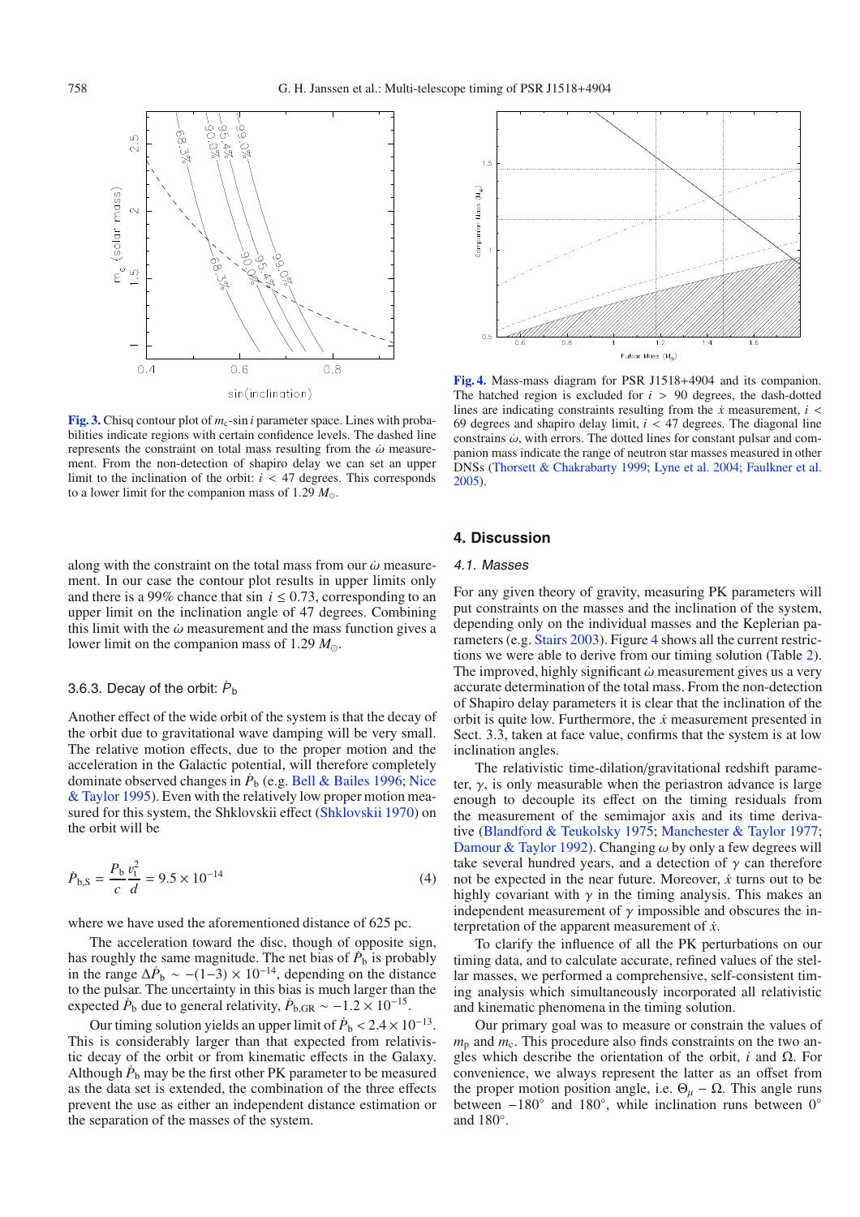68.3%
90.0%
95.4%
99.0%
2.5
2
1.5
1
$m_c$ (solar mass)
0.4
0.6
0.8
sin(inclination)

**Fig. 3.** Chisq contour plot of $m_c$-sin $i$ parameter space. Lines with probabilities indicate regions with certain confidence levels. The dashed line represents the constraint on total mass resulting from the $\dot{\omega}$ measurement. From the non-detection of shapiro delay we can set an upper limit to the inclination of the orbit: $i < 47$ degrees. This corresponds to a lower limit for the companion mass of 1.29 $M_{\odot}$.

1.5
1
0.5
Companion Mass ($M_{\odot}$)
0.6
0.8
1
1.2
1.4
1.6
Pulsar Mass ($M_{\odot}$)

**Fig. 4.** Mass-mass diagram for PSR J1518+4904 and its companion. The hatched region is excluded for $i > 90$ degrees, the dash-dotted lines are indicating constraints resulting from the $\dot{x}$ measurement, $i < 69$ degrees and shapiro delay limit, $i < 47$ degrees. The diagonal line constrains $\dot{\omega}$, with errors. The dotted lines for constant pulsar and companion mass indicate the range of neutron star masses measured in other DNSs (Thorsett & Chakrabarty 1999; Lyne et al. 2004; Faulkner et al. 2005).

along with the constraint on the total mass from our $\dot{\omega}$ measurement. In our case the contour plot results in upper limits only and there is a 99% chance that sin $i \leq 0.73$, corresponding to an upper limit on the inclination angle of 47 degrees. Combining this limit with the $\dot{\omega}$ measurement and the mass function gives a lower limit on the companion mass of 1.29 $M_{\odot}$.

#### 3.6.3. Decay of the orbit: $\dot{P}_{\rm b}$

Another effect of the wide orbit of the system is that the decay of the orbit due to gravitational wave damping will be very small. The relative motion effects, due to the proper motion and the acceleration in the Galactic potential, will therefore completely dominate observed changes in $\dot{P}_{\rm b}$ (e.g. Bell & Bailes 1996; Nice & Taylor 1995). Even with the relatively low proper motion measured for this system, the Shklovskii effect (Shklovskii 1970) on the orbit will be

$$\dot{P}_{\rm b,S} = \frac{P_{\rm b}}{c}\frac{v_{\rm t}^2}{d} = 9.5 \times 10^{-14} \qquad (4)$$

where we have used the aforementioned distance of 625 pc.

The acceleration toward the disc, though of opposite sign, has roughly the same magnitude. The net bias of $\dot{P}_{\rm b}$ is probably in the range $\Delta\dot{P}_{\rm b} \sim -(1\text{–}3) \times 10^{-14}$, depending on the distance to the pulsar. The uncertainty in this bias is much larger than the expected $\dot{P}_{\rm b}$ due to general relativity, $\dot{P}_{\rm b,GR} \sim -1.2 \times 10^{-15}$.

Our timing solution yields an upper limit of $\dot{P}_{\rm b} < 2.4 \times 10^{-13}$. This is considerably larger than that expected from relativistic decay of the orbit or from kinematic effects in the Galaxy. Although $\dot{P}_{\rm b}$ may be the first other PK parameter to be measured as the data set is extended, the combination of the three effects prevent the use as either an independent distance estimation or the separation of the masses of the system.

## 4. Discussion

### 4.1. Masses

For any given theory of gravity, measuring PK parameters will put constraints on the masses and the inclination of the system, depending only on the individual masses and the Keplerian parameters (e.g. Stairs 2003). Figure 4 shows all the current restrictions we were able to derive from our timing solution (Table 2). The improved, highly significant $\dot{\omega}$ measurement gives us a very accurate determination of the total mass. From the non-detection of Shapiro delay parameters it is clear that the inclination of the orbit is quite low. Furthermore, the $\dot{x}$ measurement presented in Sect. 3.3, taken at face value, confirms that the system is at low inclination angles.

The relativistic time-dilation/gravitational redshift parameter, $\gamma$, is only measurable when the periastron advance is large enough to decouple its effect on the timing residuals from the measurement of the semimajor axis and its time derivative (Blandford & Teukolsky 1975; Manchester & Taylor 1977; Damour & Taylor 1992). Changing $\omega$ by only a few degrees will take several hundred years, and a detection of $\gamma$ can therefore not be expected in the near future. Moreover, $\dot{x}$ turns out to be highly covariant with $\gamma$ in the timing analysis. This makes an independent measurement of $\gamma$ impossible and obscures the interpretation of the apparent measurement of $\dot{x}$.

To clarify the influence of all the PK perturbations on our timing data, and to calculate accurate, refined values of the stellar masses, we performed a comprehensive, self-consistent timing analysis which simultaneously incorporated all relativistic and kinematic phenomena in the timing solution.

Our primary goal was to measure or constrain the values of $m_{\rm p}$ and $m_{\rm c}$. This procedure also finds constraints on the two angles which describe the orientation of the orbit, $i$ and $\Omega$. For convenience, we always represent the latter as an offset from the proper motion position angle, i.e. $\Theta_\mu - \Omega$. This angle runs between $-180°$ and $180°$, while inclination runs between $0°$ and $180°$.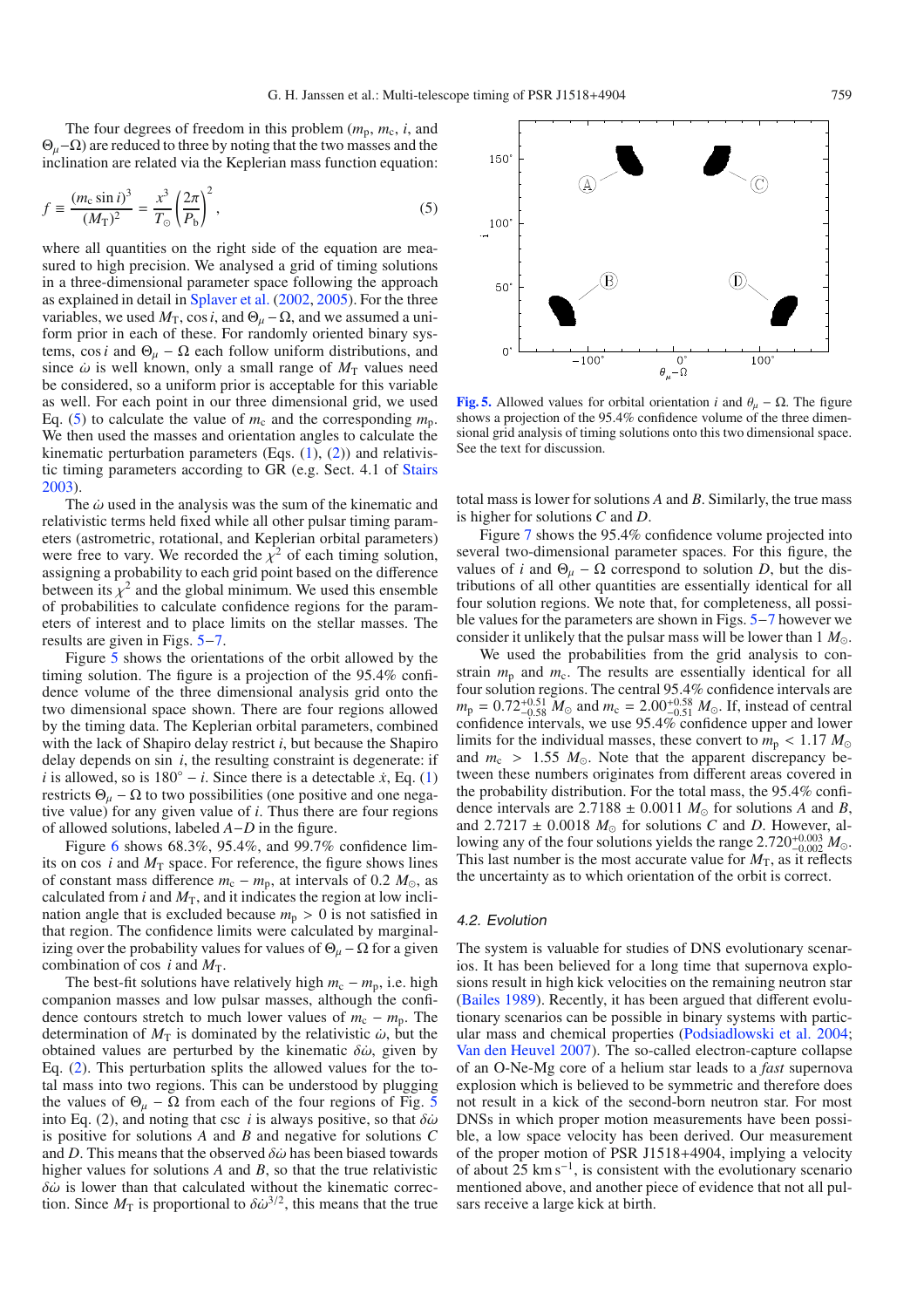The four degrees of freedom in this problem ($m_p$, $m_c$, $i$, and $\Theta_\mu - \Omega$) are reduced to three by noting that the two masses and the inclination are related via the Keplerian mass function equation:

$$f \equiv \frac{(m_c \sin i)^3}{(M_T)^2} = \frac{x^3}{T_\odot}\left(\frac{2\pi}{P_b}\right)^2, \tag{5}$$

where all quantities on the right side of the equation are measured to high precision. We analysed a grid of timing solutions in a three-dimensional parameter space following the approach as explained in detail in Splaver et al. (2002, 2005). For the three variables, we used $M_T$, $\cos i$, and $\Theta_\mu - \Omega$, and we assumed a uniform prior in each of these. For randomly oriented binary systems, $\cos i$ and $\Theta_\mu - \Omega$ each follow uniform distributions, and since $\dot{\omega}$ is well known, only a small range of $M_T$ values need be considered, so a uniform prior is acceptable for this variable as well. For each point in our three dimensional grid, we used Eq. (5) to calculate the value of $m_c$ and the corresponding $m_p$. We then used the masses and orientation angles to calculate the kinematic perturbation parameters (Eqs. (1), (2)) and relativistic timing parameters according to GR (e.g. Sect. 4.1 of Stairs 2003).

The $\dot{\omega}$ used in the analysis was the sum of the kinematic and relativistic terms held fixed while all other pulsar timing parameters (astrometric, rotational, and Keplerian orbital parameters) were free to vary. We recorded the $\chi^2$ of each timing solution, assigning a probability to each grid point based on the difference between its $\chi^2$ and the global minimum. We used this ensemble of probabilities to calculate confidence regions for the parameters of interest and to place limits on the stellar masses. The results are given in Figs. 5–7.

Figure 5 shows the orientations of the orbit allowed by the timing solution. The figure is a projection of the 95.4% confidence volume of the three dimensional analysis grid onto the two dimensional space shown. There are four regions allowed by the timing data. The Keplerian orbital parameters, combined with the lack of Shapiro delay restrict $i$, but because the Shapiro delay depends on $\sin i$, the resulting constraint is degenerate: if $i$ is allowed, so is $180° - i$. Since there is a detectable $\dot{x}$, Eq. (1) restricts $\Theta_\mu - \Omega$ to two possibilities (one positive and one negative value) for any given value of $i$. Thus there are four regions of allowed solutions, labeled $A$–$D$ in the figure.

Figure 6 shows 68.3%, 95.4%, and 99.7% confidence limits on $\cos i$ and $M_T$ space. For reference, the figure shows lines of constant mass difference $m_c - m_p$, at intervals of 0.2 $M_\odot$, as calculated from $i$ and $M_T$, and it indicates the region at low inclination angle that is excluded because $m_p > 0$ is not satisfied in that region. The confidence limits were calculated by marginalizing over the probability values for values of $\Theta_\mu - \Omega$ for a given combination of $\cos i$ and $M_T$.

The best-fit solutions have relatively high $m_c - m_p$, i.e. high companion masses and low pulsar masses, although the confidence contours stretch to much lower values of $m_c - m_p$. The determination of $M_T$ is dominated by the relativistic $\dot{\omega}$, but the obtained values are perturbed by the kinematic $\delta\dot{\omega}$, given by Eq. (2). This perturbation splits the allowed values for the total mass into two regions. This can be understood by plugging the values of $\Theta_\mu - \Omega$ from each of the four regions of Fig. 5 into Eq. (2), and noting that $\csc i$ is always positive, so that $\delta\dot{\omega}$ is positive for solutions $A$ and $B$ and negative for solutions $C$ and $D$. This means that the observed $\delta\dot{\omega}$ has been biased towards higher values for solutions $A$ and $B$, so that the true relativistic $\delta\dot{\omega}$ is lower than that calculated without the kinematic correction. Since $M_T$ is proportional to $\delta\dot{\omega}^{3/2}$, this means that the true

150°
100°
50°
0°
$i$
A
B
C
D
−100°
0°
100°
$\theta_\mu - \Omega$

**Fig. 5.** Allowed values for orbital orientation $i$ and $\theta_\mu - \Omega$. The figure shows a projection of the 95.4% confidence volume of the three dimensional grid analysis of timing solutions onto this two dimensional space. See the text for discussion.

total mass is lower for solutions $A$ and $B$. Similarly, the true mass is higher for solutions $C$ and $D$.

Figure 7 shows the 95.4% confidence volume projected into several two-dimensional parameter spaces. For this figure, the values of $i$ and $\Theta_\mu - \Omega$ correspond to solution $D$, but the distributions of all other quantities are essentially identical for all four solution regions. We note that, for completeness, all possible values for the parameters are shown in Figs. 5–7 however we consider it unlikely that the pulsar mass will be lower than 1 $M_\odot$.

We used the probabilities from the grid analysis to constrain $m_p$ and $m_c$. The results are essentially identical for all four solution regions. The central 95.4% confidence intervals are $m_p = 0.72^{+0.51}_{-0.58}$ $M_\odot$ and $m_c = 2.00^{+0.58}_{-0.51}$ $M_\odot$. If, instead of central confidence intervals, we use 95.4% confidence upper and lower limits for the individual masses, these convert to $m_p < 1.17$ $M_\odot$ and $m_c > 1.55$ $M_\odot$. Note that the apparent discrepancy between these numbers originates from different areas covered in the probability distribution. For the total mass, the 95.4% confidence intervals are $2.7188 \pm 0.0011$ $M_\odot$ for solutions $A$ and $B$, and $2.7217 \pm 0.0018$ $M_\odot$ for solutions $C$ and $D$. However, allowing any of the four solutions yields the range $2.720^{+0.003}_{-0.002}$ $M_\odot$. This last number is the most accurate value for $M_T$, as it reflects the uncertainty as to which orientation of the orbit is correct.

### 4.2. Evolution

The system is valuable for studies of DNS evolutionary scenarios. It has been believed for a long time that supernova explosions result in high kick velocities on the remaining neutron star (Bailes 1989). Recently, it has been argued that different evolutionary scenarios can be possible in binary systems with particular mass and chemical properties (Podsiadlowski et al. 2004; Van den Heuvel 2007). The so-called electron-capture collapse of an O-Ne-Mg core of a helium star leads to a *fast* supernova explosion which is believed to be symmetric and therefore does not result in a kick of the second-born neutron star. For most DNSs in which proper motion measurements have been possible, a low space velocity has been derived. Our measurement of the proper motion of PSR J1518+4904, implying a velocity of about 25 km s$^{-1}$, is consistent with the evolutionary scenario mentioned above, and another piece of evidence that not all pulsars receive a large kick at birth.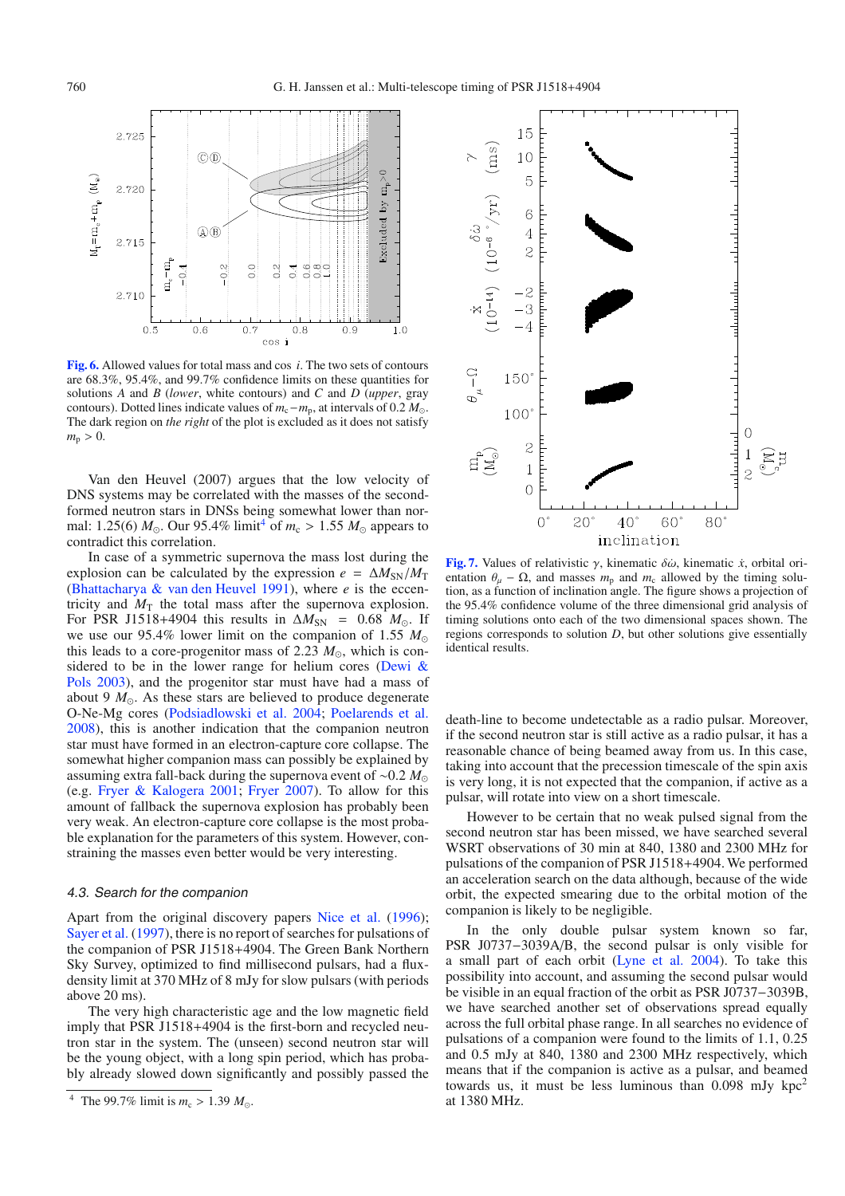$M_t = m_c + m_p$ ($M_\odot$)

2.725

2.720

2.715

2.710

0.5 0.6 0.7 0.8 0.9 1.0

cos i

Ⓒ Ⓓ

Ⓐ Ⓑ

$m_c - m_p$

−0.4

−0.2

0.0

0.2

0.4

0.6

0.8

1.0

Excluded by $m_p > 0$

**Fig. 6.** Allowed values for total mass and cos $i$. The two sets of contours are 68.3%, 95.4%, and 99.7% confidence limits on these quantities for solutions $A$ and $B$ (*lower*, white contours) and $C$ and $D$ (*upper*, gray contours). Dotted lines indicate values of $m_c - m_p$, at intervals of 0.2 $M_\odot$. The dark region on *the right* of the plot is excluded as it does not satisfy $m_p > 0$.

$\gamma$ (ms)

15

10

5

$\delta\dot{\omega}$ ($10^{-6}$ °/yr)

6

4

2

$\dot{x}$ ($10^{-14}$)

−2

−3

−4

$\theta_\mu - \Omega$

150°

100°

$m_p$ ($M_\odot$)

2

1

0

$m_c$ ($M_\odot$)

0

1

2

0° 20° 40° 60° 80°

inclination

**Fig. 7.** Values of relativistic $\gamma$, kinematic $\delta\dot{\omega}$, kinematic $\dot{x}$, orbital orientation $\theta_\mu - \Omega$, and masses $m_p$ and $m_c$ allowed by the timing solution, as a function of inclination angle. The figure shows a projection of the 95.4% confidence volume of the three dimensional grid analysis of timing solutions onto each of the two dimensional spaces shown. The regions corresponds to solution $D$, but other solutions give essentially identical results.

Van den Heuvel (2007) argues that the low velocity of DNS systems may be correlated with the masses of the second-formed neutron stars in DNSs being somewhat lower than normal: 1.25(6) $M_\odot$. Our 95.4% limit[4] of $m_c > 1.55$ $M_\odot$ appears to contradict this correlation.

In case of a symmetric supernova the mass lost during the explosion can be calculated by the expression $e = \Delta M_{\rm SN}/M_{\rm T}$ (Bhattacharya & van den Heuvel 1991), where $e$ is the eccentricity and $M_{\rm T}$ the total mass after the supernova explosion. For PSR J1518+4904 this results in $\Delta M_{\rm SN} = 0.68$ $M_\odot$. If we use our 95.4% lower limit on the companion of 1.55 $M_\odot$ this leads to a core-progenitor mass of 2.23 $M_\odot$, which is considered to be in the lower range for helium cores (Dewi & Pols 2003), and the progenitor star must have had a mass of about 9 $M_\odot$. As these stars are believed to produce degenerate O-Ne-Mg cores (Podsiadlowski et al. 2004; Poelarends et al. 2008), this is another indication that the companion neutron star must have formed in an electron-capture core collapse. The somewhat higher companion mass can possibly be explained by assuming extra fall-back during the supernova event of ~0.2 $M_\odot$ (e.g. Fryer & Kalogera 2001; Fryer 2007). To allow for this amount of fallback the supernova explosion has probably been very weak. An electron-capture core collapse is the most probable explanation for the parameters of this system. However, constraining the masses even better would be very interesting.

### 4.3. Search for the companion

Apart from the original discovery papers Nice et al. (1996); Sayer et al. (1997), there is no report of searches for pulsations of the companion of PSR J1518+4904. The Green Bank Northern Sky Survey, optimized to find millisecond pulsars, had a flux-density limit at 370 MHz of 8 mJy for slow pulsars (with periods above 20 ms).

The very high characteristic age and the low magnetic field imply that PSR J1518+4904 is the first-born and recycled neutron star in the system. The (unseen) second neutron star will be the young object, with a long spin period, which has probably already slowed down significantly and possibly passed the death-line to become undetectable as a radio pulsar. Moreover, if the second neutron star is still active as a radio pulsar, it has a reasonable chance of being beamed away from us. In this case, taking into account that the precession timescale of the spin axis is very long, it is not expected that the companion, if active as a pulsar, will rotate into view on a short timescale.

However to be certain that no weak pulsed signal from the second neutron star has been missed, we have searched several WSRT observations of 30 min at 840, 1380 and 2300 MHz for pulsations of the companion of PSR J1518+4904. We performed an acceleration search on the data although, because of the wide orbit, the expected smearing due to the orbital motion of the companion is likely to be negligible.

In the only double pulsar system known so far, PSR J0737−3039A/B, the second pulsar is only visible for a small part of each orbit (Lyne et al. 2004). To take this possibility into account, and assuming the second pulsar would be visible in an equal fraction of the orbit as PSR J0737−3039B, we have searched another set of observations spread equally across the full orbital phase range. In all searches no evidence of pulsations of a companion were found to the limits of 1.1, 0.25 and 0.5 mJy at 840, 1380 and 2300 MHz respectively, which means that if the companion is active as a pulsar, and beamed towards us, it must be less luminous than 0.098 mJy kpc$^2$ at 1380 MHz.

[4] The 99.7% limit is $m_c > 1.39$ $M_\odot$.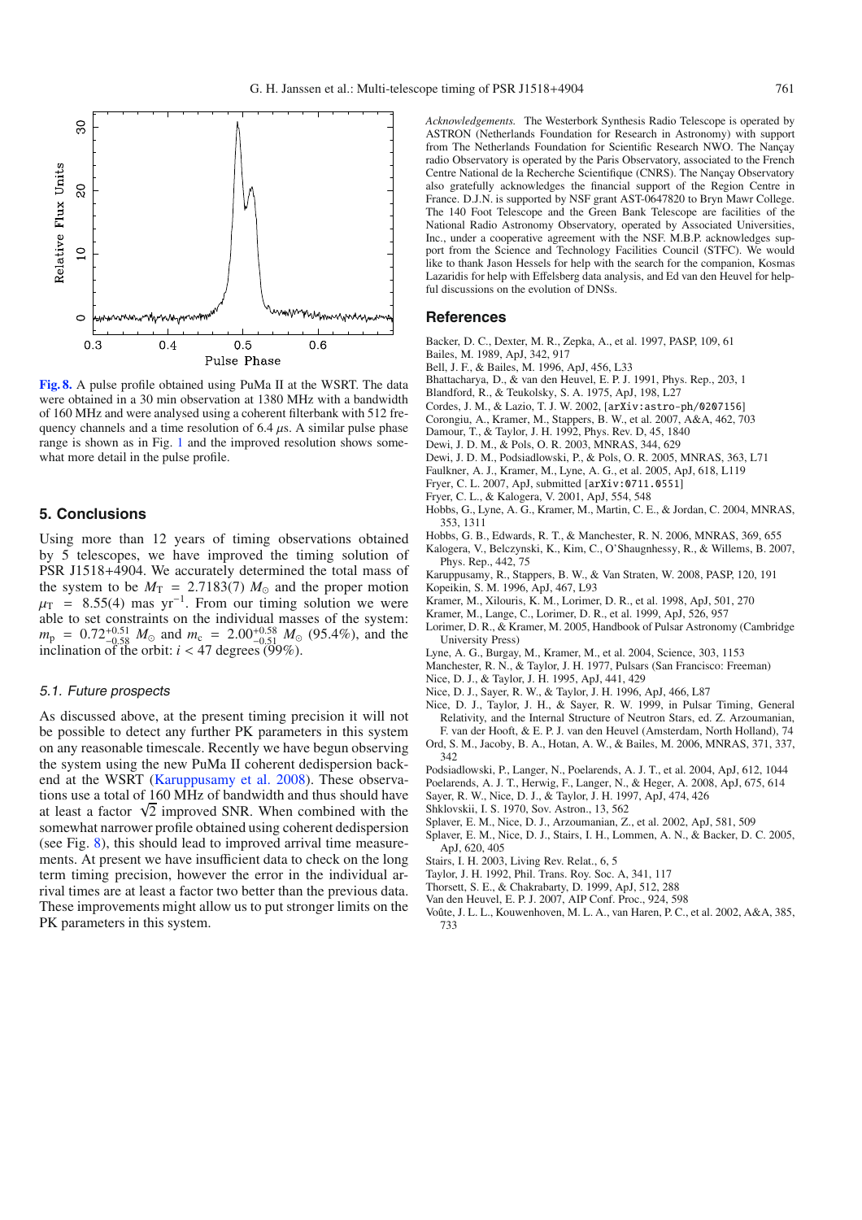0.3
0.4
0.5
0.6
Pulse Phase
Relative Flux Units
0
10
20
30

**Fig. 8.** A pulse profile obtained using PuMa II at the WSRT. The data were obtained in a 30 min observation at 1380 MHz with a bandwidth of 160 MHz and were analysed using a coherent filterbank with 512 frequency channels and a time resolution of 6.4 $\mu$s. A similar pulse phase range is shown as in Fig. 1 and the improved resolution shows somewhat more detail in the pulse profile.

## 5. Conclusions

Using more than 12 years of timing observations obtained by 5 telescopes, we have improved the timing solution of PSR J1518+4904. We accurately determined the total mass of the system to be $M_\mathrm{T} = 2.7183(7)\ M_\odot$ and the proper motion $\mu_\mathrm{T} = 8.55(4)$ mas yr$^{-1}$. From our timing solution we were able to set constraints on the individual masses of the system: $m_\mathrm{p} = 0.72^{+0.51}_{-0.58}\ M_\odot$ and $m_\mathrm{c} = 2.00^{+0.58}_{-0.51}\ M_\odot$ (95.4%), and the inclination of the orbit: $i < 47$ degrees (99%).

### 5.1. Future prospects

As discussed above, at the present timing precision it will not be possible to detect any further PK parameters in this system on any reasonable timescale. Recently we have begun observing the system using the new PuMa II coherent dedispersion backend at the WSRT (Karuppusamy et al. 2008). These observations use a total of 160 MHz of bandwidth and thus should have at least a factor $\sqrt{2}$ improved SNR. When combined with the somewhat narrower profile obtained using coherent dedispersion (see Fig. 8), this should lead to improved arrival time measurements. At present we have insufficient data to check on the long term timing precision, however the error in the individual arrival times are at least a factor two better than the previous data. These improvements might allow us to put stronger limits on the PK parameters in this system.

*Acknowledgements.* The Westerbork Synthesis Radio Telescope is operated by ASTRON (Netherlands Foundation for Research in Astronomy) with support from The Netherlands Foundation for Scientific Research NWO. The Nançay radio Observatory is operated by the Paris Observatory, associated to the French Centre National de la Recherche Scientifique (CNRS). The Nançay Observatory also gratefully acknowledges the financial support of the Region Centre in France. D.J.N. is supported by NSF grant AST-0647820 to Bryn Mawr College. The 140 Foot Telescope and the Green Bank Telescope are facilities of the National Radio Astronomy Observatory, operated by Associated Universities, Inc., under a cooperative agreement with the NSF. M.B.P. acknowledges support from the Science and Technology Facilities Council (STFC). We would like to thank Jason Hessels for help with the search for the companion, Kosmas Lazaridis for help with Effelsberg data analysis, and Ed van den Heuvel for helpful discussions on the evolution of DNSs.

## References

Backer, D. C., Dexter, M. R., Zepka, A., et al. 1997, PASP, 109, 61
Bailes, M. 1989, ApJ, 342, 917
Bell, J. F., & Bailes, M. 1996, ApJ, 456, L33
Bhattacharya, D., & van den Heuvel, E. P. J. 1991, Phys. Rep., 203, 1
Blandford, R., & Teukolsky, S. A. 1975, ApJ, 198, L27
Cordes, J. M., & Lazio, T. J. W. 2002, [arXiv:astro-ph/0207156]
Corongiu, A., Kramer, M., Stappers, B. W., et al. 2007, A&A, 462, 703
Damour, T., & Taylor, J. H. 1992, Phys. Rev. D, 45, 1840
Dewi, J. D. M., & Pols, O. R. 2003, MNRAS, 344, 629
Dewi, J. D. M., Podsiadlowski, P., & Pols, O. R. 2005, MNRAS, 363, L71
Faulkner, A. J., Kramer, M., Lyne, A. G., et al. 2005, ApJ, 618, L119
Fryer, C. L. 2007, ApJ, submitted [arXiv:0711.0551]
Fryer, C. L., & Kalogera, V. 2001, ApJ, 554, 548
Hobbs, G., Lyne, A. G., Kramer, M., Martin, C. E., & Jordan, C. 2004, MNRAS, 353, 1311
Hobbs, G. B., Edwards, R. T., & Manchester, R. N. 2006, MNRAS, 369, 655
Kalogera, V., Belczynski, K., Kim, C., O'Shaughnessy, R., & Willems, B. 2007, Phys. Rep., 442, 75
Karuppusamy, R., Stappers, B. W., & Van Straten, W. 2008, PASP, 120, 191
Kopeikin, S. M. 1996, ApJ, 467, L93
Kramer, M., Xilouris, K. M., Lorimer, D. R., et al. 1998, ApJ, 501, 270
Kramer, M., Lange, C., Lorimer, D. R., et al. 1999, ApJ, 526, 957
Lorimer, D. R., & Kramer, M. 2005, Handbook of Pulsar Astronomy (Cambridge University Press)
Lyne, A. G., Burgay, M., Kramer, M., et al. 2004, Science, 303, 1153
Manchester, R. N., & Taylor, J. H. 1977, Pulsars (San Francisco: Freeman)
Nice, D. J., & Taylor, J. H. 1995, ApJ, 441, 429
Nice, D. J., Sayer, R. W., & Taylor, J. H. 1996, ApJ, 466, L87
Nice, D. J., Taylor, J. H., & Sayer, R. W. 1999, in Pulsar Timing, General Relativity, and the Internal Structure of Neutron Stars, ed. Z. Arzoumanian, F. van der Hooft, & E. P. J. van den Heuvel (Amsterdam, North Holland), 74
Ord, S. M., Jacoby, B. A., Hotan, A. W., & Bailes, M. 2006, MNRAS, 371, 337, 342
Podsiadlowski, P., Langer, N., Poelarends, A. J. T., et al. 2004, ApJ, 612, 1044
Poelarends, A. J. T., Herwig, F., Langer, N., & Heger, A. 2008, ApJ, 675, 614
Sayer, R. W., Nice, D. J., & Taylor, J. H. 1997, ApJ, 474, 426
Shklovskii, I. S. 1970, Sov. Astron., 13, 562
Splaver, E. M., Nice, D. J., Arzoumanian, Z., et al. 2002, ApJ, 581, 509
Splaver, E. M., Nice, D. J., Stairs, I. H., Lommen, A. N., & Backer, D. C. 2005, ApJ, 620, 405
Stairs, I. H. 2003, Living Rev. Relat., 6, 5
Taylor, J. H. 1992, Phil. Trans. Roy. Soc. A, 341, 117
Thorsett, S. E., & Chakrabarty, D. 1999, ApJ, 512, 288
Van den Heuvel, E. P. J. 2007, AIP Conf. Proc., 924, 598
Voûte, J. L. L., Kouwenhoven, M. L. A., van Haren, P. C., et al. 2002, A&A, 385, 733